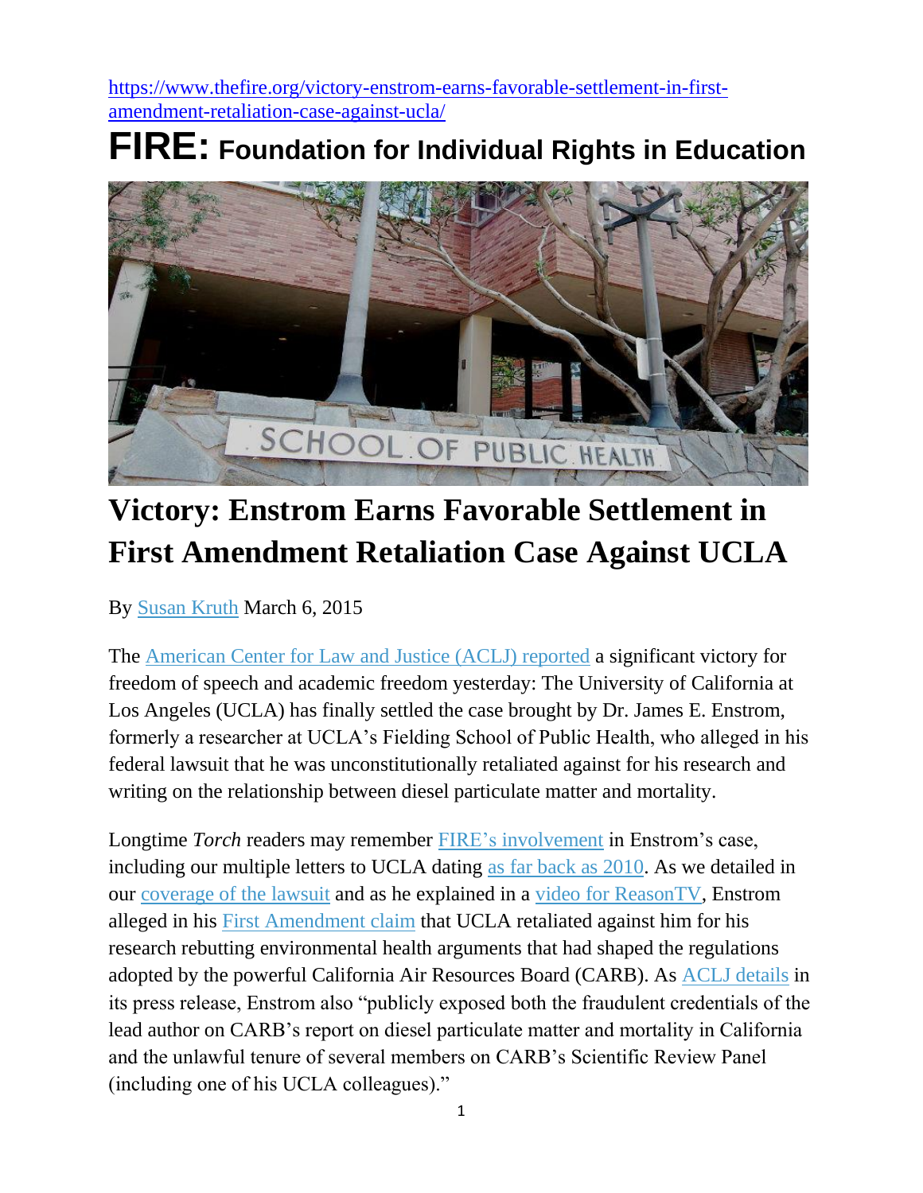https://www.thefire.org/victory-enstrom-earns-favorable-settlement-in-first-amendment-retaliation-case-against-ucla/

# FIRE: Foundation for Individual Rights in Education

# Victory: Enstrom Earns Favorable Settlement in First Amendment Retaliation Case Against UCLA

By Susan Kruth March 6, 2015

The American Center for Law and Justice (ACLJ) reported a significant victory for freedom of speech and academic freedom yesterday: The University of California at Los Angeles (UCLA) has finally settled the case brought by Dr. James E. Enstrom, formerly a researcher at UCLA's Fielding School of Public Health, who alleged in his federal lawsuit that he was unconstitutionally retaliated against for his research and writing on the relationship between diesel particulate matter and mortality.

Longtime *Torch* readers may remember FIRE's involvement in Enstrom's case, including our multiple letters to UCLA dating as far back as 2010. As we detailed in our coverage of the lawsuit and as he explained in a video for ReasonTV, Enstrom alleged in his First Amendment claim that UCLA retaliated against him for his research rebutting environmental health arguments that had shaped the regulations adopted by the powerful California Air Resources Board (CARB). As ACLJ details in its press release, Enstrom also "publicly exposed both the fraudulent credentials of the lead author on CARB's report on diesel particulate matter and mortality in California and the unlawful tenure of several members on CARB's Scientific Review Panel (including one of his UCLA colleagues)."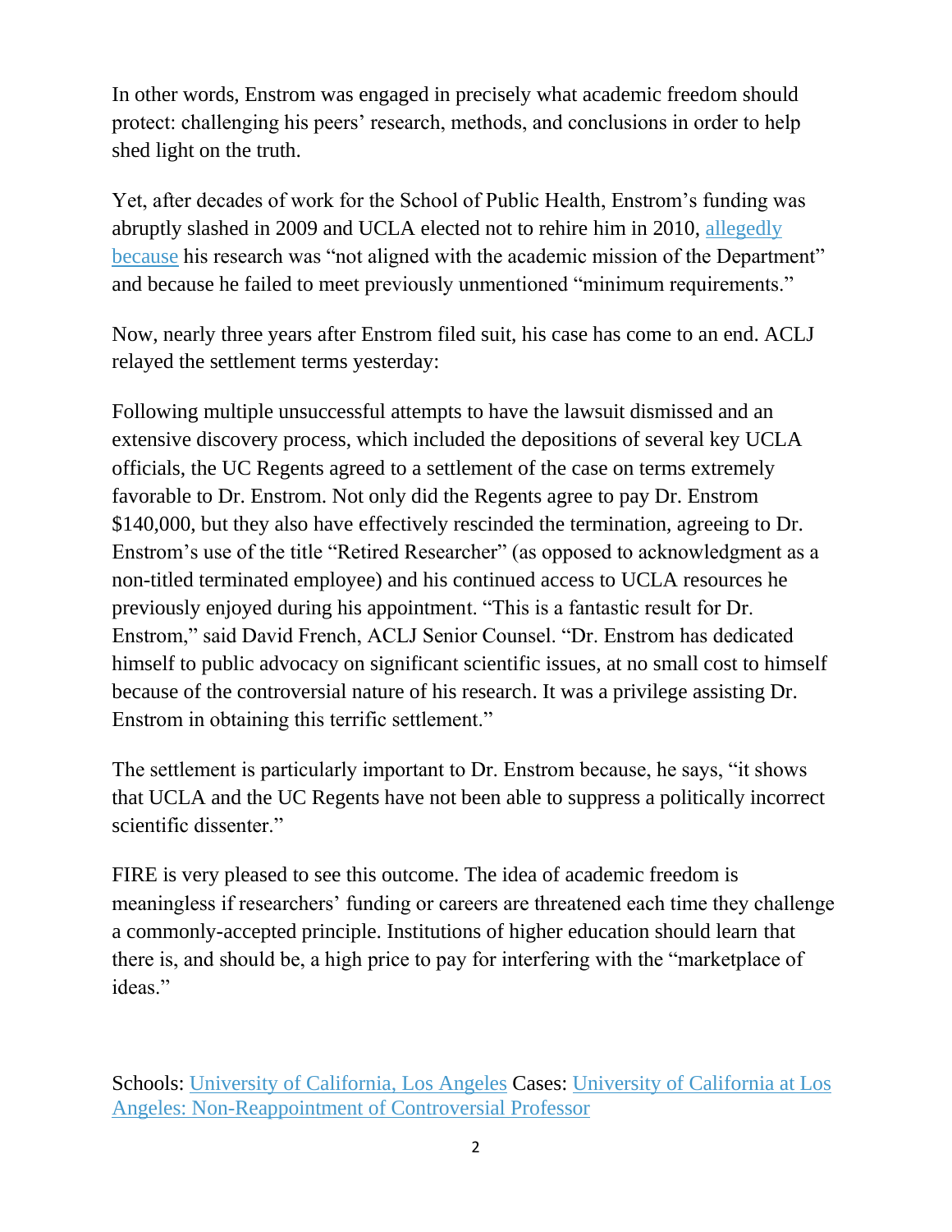In other words, Enstrom was engaged in precisely what academic freedom should protect: challenging his peers' research, methods, and conclusions in order to help shed light on the truth.

Yet, after decades of work for the School of Public Health, Enstrom's funding was abruptly slashed in 2009 and UCLA elected not to rehire him in 2010, allegedly because his research was "not aligned with the academic mission of the Department" and because he failed to meet previously unmentioned "minimum requirements."

Now, nearly three years after Enstrom filed suit, his case has come to an end. ACLJ relayed the settlement terms yesterday:

Following multiple unsuccessful attempts to have the lawsuit dismissed and an extensive discovery process, which included the depositions of several key UCLA officials, the UC Regents agreed to a settlement of the case on terms extremely favorable to Dr. Enstrom. Not only did the Regents agree to pay Dr. Enstrom $140,000, but they also have effectively rescinded the termination, agreeing to Dr. Enstrom's use of the title "Retired Researcher" (as opposed to acknowledgment as a non-titled terminated employee) and his continued access to UCLA resources he previously enjoyed during his appointment. "This is a fantastic result for Dr. Enstrom," said David French, ACLJ Senior Counsel. "Dr. Enstrom has dedicated himself to public advocacy on significant scientific issues, at no small cost to himself because of the controversial nature of his research. It was a privilege assisting Dr. Enstrom in obtaining this terrific settlement."

The settlement is particularly important to Dr. Enstrom because, he says, "it shows that UCLA and the UC Regents have not been able to suppress a politically incorrect scientific dissenter."

FIRE is very pleased to see this outcome. The idea of academic freedom is meaningless if researchers' funding or careers are threatened each time they challenge a commonly-accepted principle. Institutions of higher education should learn that there is, and should be, a high price to pay for interfering with the "marketplace of ideas."

Schools: University of California, Los Angeles Cases: University of California at Los Angeles: Non-Reappointment of Controversial Professor